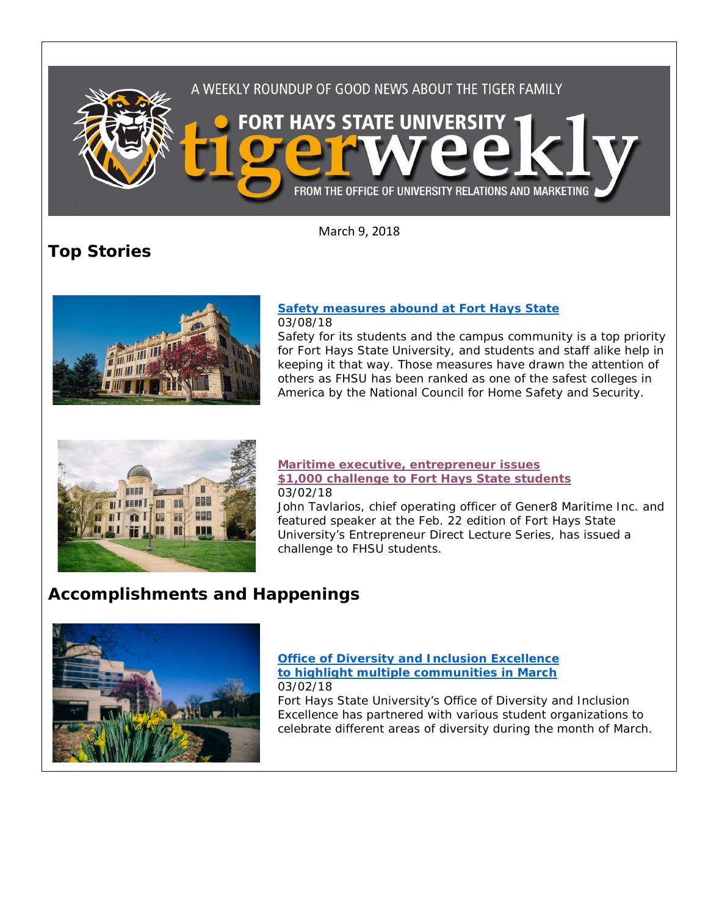A WEEKLY ROUNDUP OF GOOD NEWS ABOUT THE TIGER FAMILY

FORT HAYS STATE UNIVERSITY **tigerweekly**

FROM THE OFFICE OF UNIVERSITY RELATIONS AND MARKETING

March 9, 2018

## Top Stories

**Safety measures abound at Fort Hays State**
03/08/18
Safety for its students and the campus community is a top priority for Fort Hays State University, and students and staff alike help in keeping it that way. Those measures have drawn the attention of others as FHSU has been ranked as one of the safest colleges in America by the National Council for Home Safety and Security.

**Maritime executive, entrepreneur issues $1,000 challenge to Fort Hays State students**
03/02/18
John Tavlarios, chief operating officer of Gener8 Maritime Inc. and featured speaker at the Feb. 22 edition of Fort Hays State University's Entrepreneur Direct Lecture Series, has issued a challenge to FHSU students.

## Accomplishments and Happenings

**Office of Diversity and Inclusion Excellence to highlight multiple communities in March**
03/02/18
Fort Hays State University's Office of Diversity and Inclusion Excellence has partnered with various student organizations to celebrate different areas of diversity during the month of March.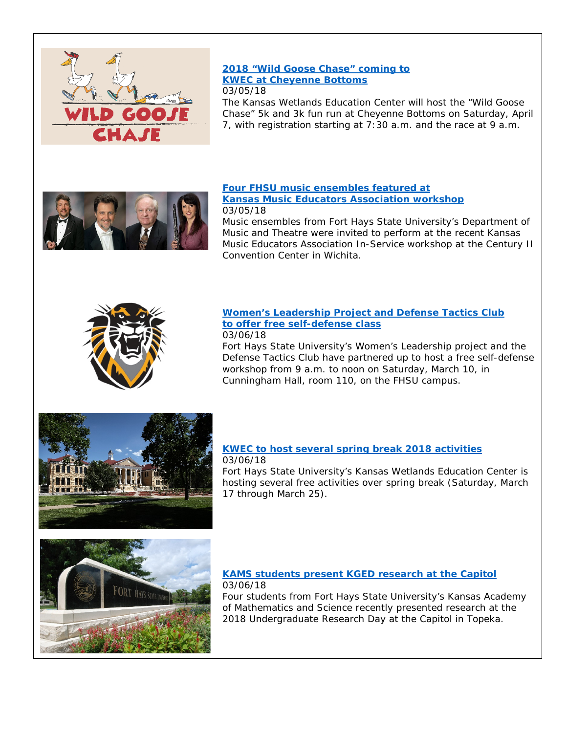**2018 "Wild Goose Chase" coming to KWEC at Cheyenne Bottoms**

03/05/18

The Kansas Wetlands Education Center will host the "Wild Goose Chase" 5k and 3k fun run at Cheyenne Bottoms on Saturday, April 7, with registration starting at 7:30 a.m. and the race at 9 a.m.

**Four FHSU music ensembles featured at Kansas Music Educators Association workshop**

03/05/18

Music ensembles from Fort Hays State University's Department of Music and Theatre were invited to perform at the recent Kansas Music Educators Association In-Service workshop at the Century II Convention Center in Wichita.

**Women's Leadership Project and Defense Tactics Club to offer free self-defense class**

03/06/18

Fort Hays State University's Women's Leadership project and the Defense Tactics Club have partnered up to host a free self-defense workshop from 9 a.m. to noon on Saturday, March 10, in Cunningham Hall, room 110, on the FHSU campus.

**KWEC to host several spring break 2018 activities**

03/06/18

Fort Hays State University's Kansas Wetlands Education Center is hosting several free activities over spring break (Saturday, March 17 through March 25).

**KAMS students present KGED research at the Capitol**

03/06/18

Four students from Fort Hays State University's Kansas Academy of Mathematics and Science recently presented research at the 2018 Undergraduate Research Day at the Capitol in Topeka.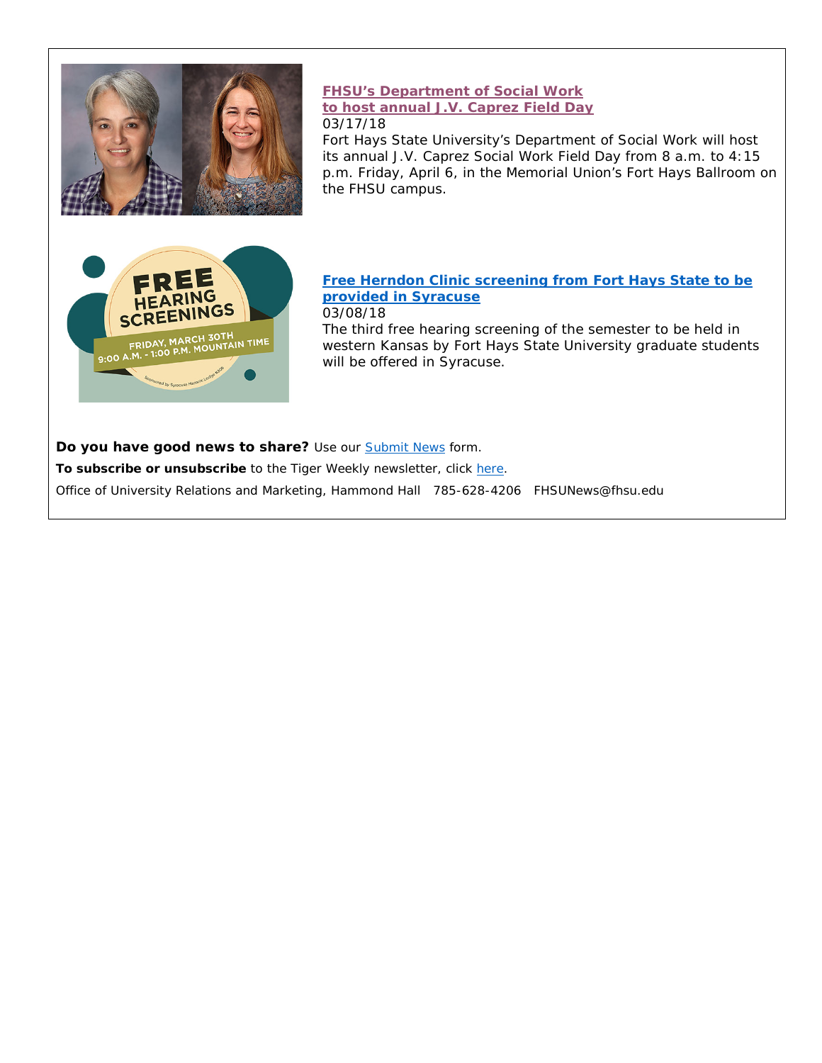**[FHSU's Department of Social Work to host annual J.V. Caprez Field Day](#)**

03/17/18

Fort Hays State University's Department of Social Work will host its annual J.V. Caprez Social Work Field Day from 8 a.m. to 4:15 p.m. Friday, April 6, in the Memorial Union's Fort Hays Ballroom on the FHSU campus.

**[Free Herndon Clinic screening from Fort Hays State to be provided in Syracuse](#)**

03/08/18

The third free hearing screening of the semester to be held in western Kansas by Fort Hays State University graduate students will be offered in Syracuse.

**Do you have good news to share?** Use our [Submit News](#) form.

**To subscribe or unsubscribe** to the Tiger Weekly newsletter, click [here](#).

Office of University Relations and Marketing, Hammond Hall 785-628-4206 FHSUNews@fhsu.edu